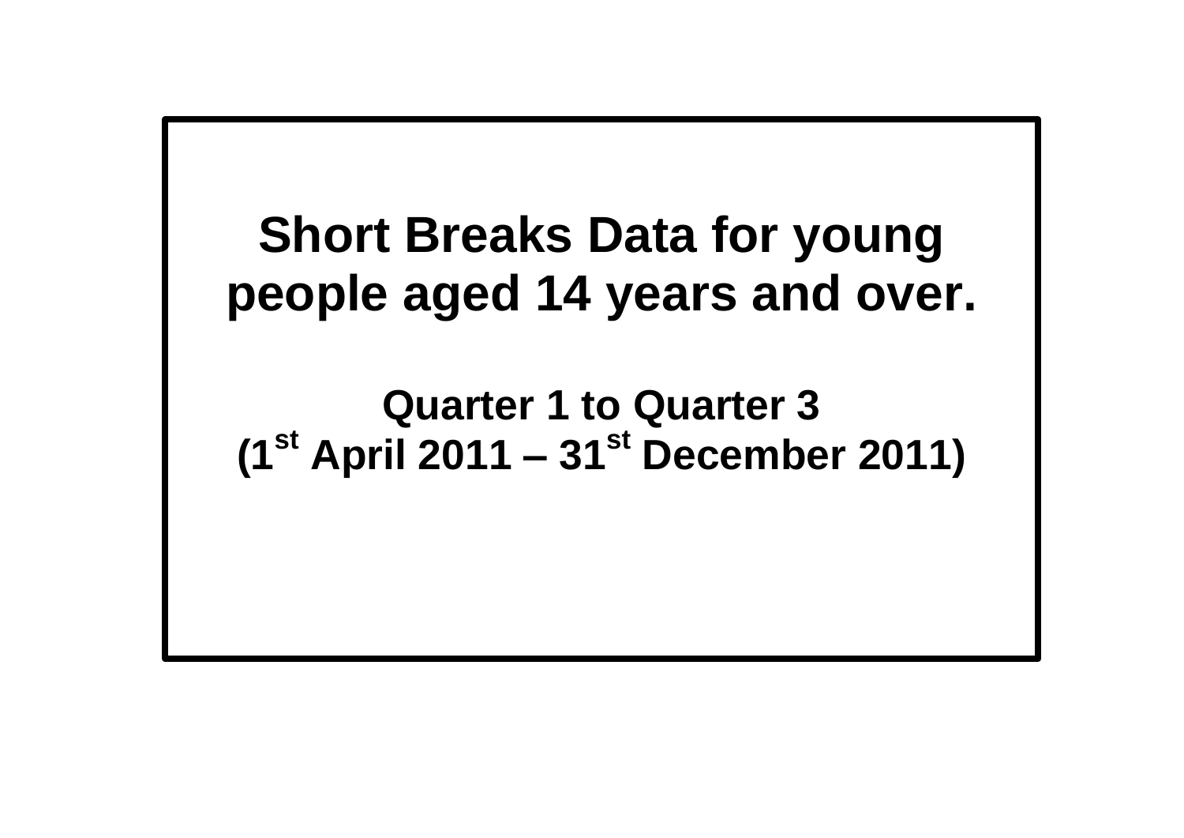# Short Breaks Data for young people aged 14 years and over.

## Quarter 1 to Quarter 3
## (1st April 2011 – 31st December 2011)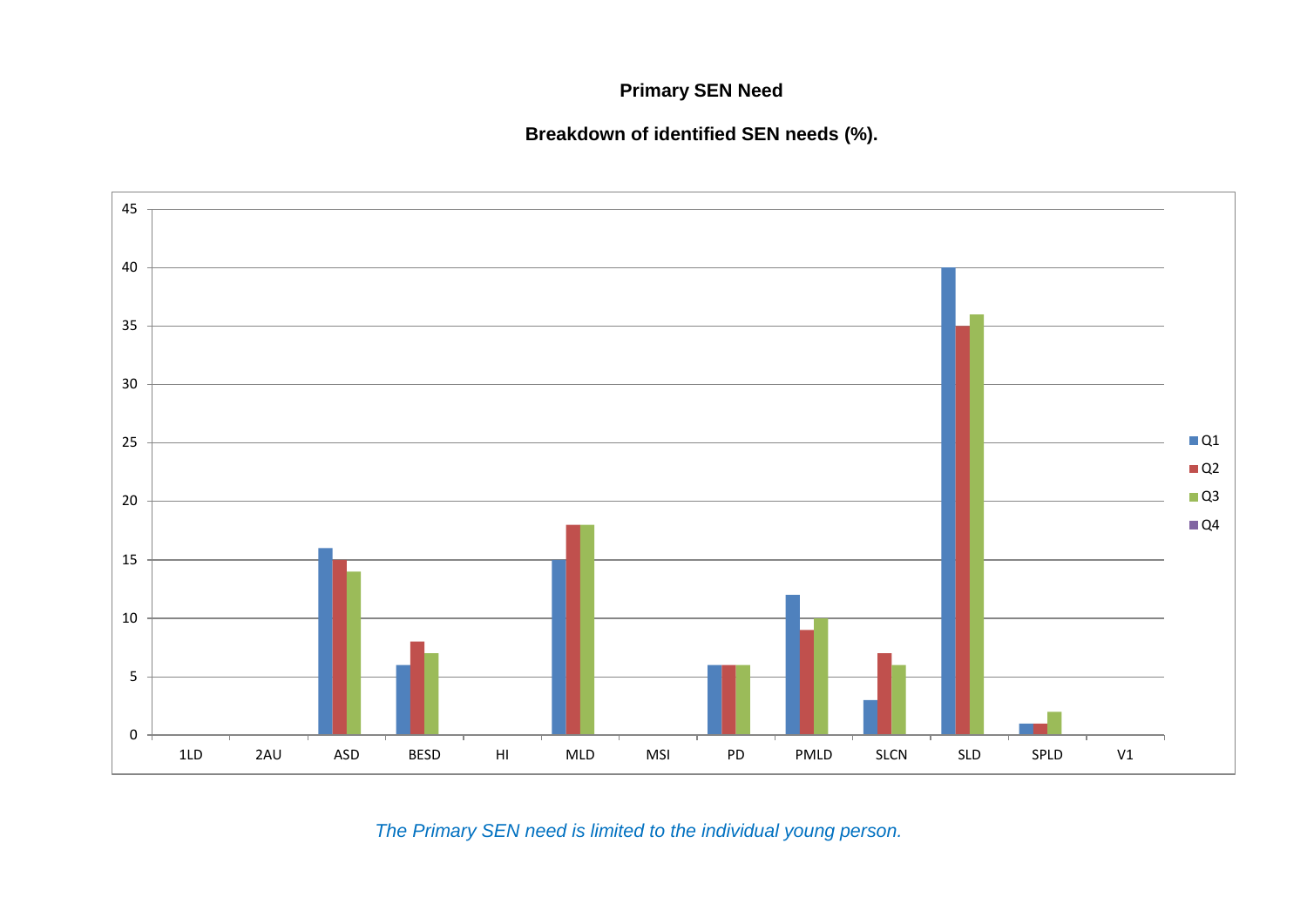**Primary SEN Need**

**Breakdown of identified SEN needs (%).**

| | Q1 | Q2 | Q3 | Q4 |
|---|---|---|---|---|
| 1LD | | | | |
| 2AU | | | | |
| ASD | 16 | 15 | 14 | |
| BESD | 6 | 8 | 7 | |
| HI | | | | |
| MLD | 15 | 18 | 18 | |
| MSI | | | | |
| PD | 6 | 6 | 6 | |
| PMLD | 12 | 9 | 10 | |
| SLCN | 3 | 7 | 6 | |
| SLD | 40 | 35 | 36 | |
| SPLD | 1 | 1 | 2 | |
| V1 | | | | |

*The Primary SEN need is limited to the individual young person.*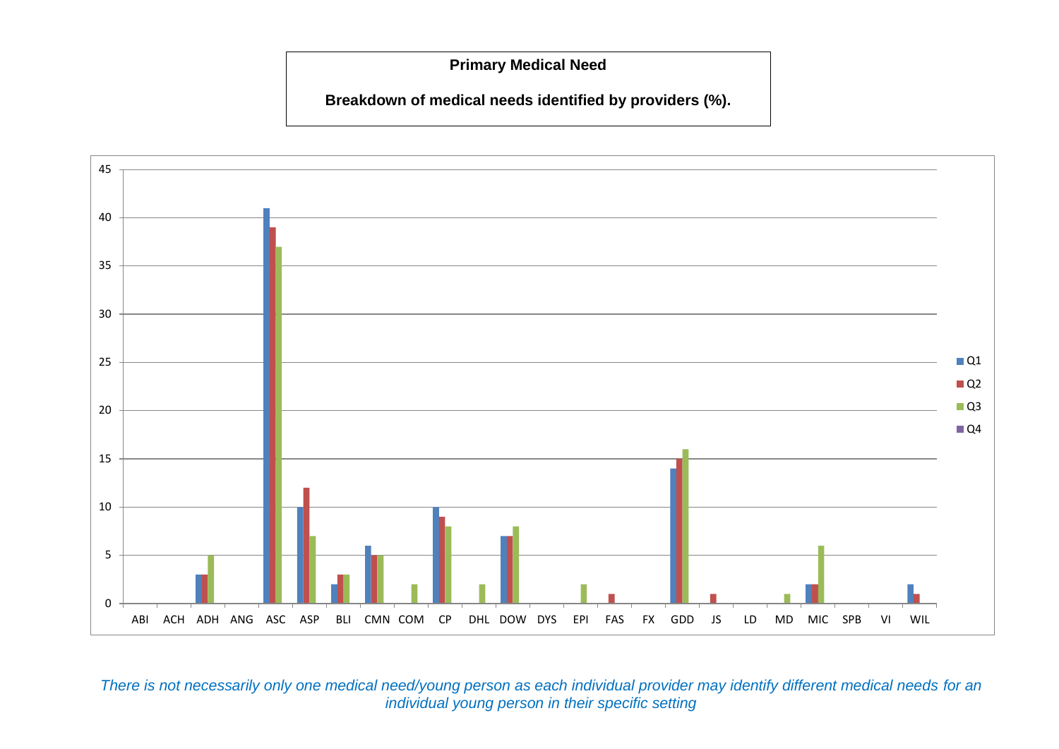**Primary Medical Need**

**Breakdown of medical needs identified by providers (%).**

| Need | Q1 | Q2 | Q3 | Q4 |
|---|---|---|---|---|
| ABI | 0 | 0 | 0 | |
| ACH | 0 | 0 | 0 | |
| ADH | 3 | 3 | 5 | |
| ANG | 0 | 0 | 0 | |
| ASC | 41 | 39 | 37 | |
| ASP | 10 | 12 | 7 | |
| BLI | 2 | 3 | 3 | |
| CMN | 6 | 5 | 5 | |
| COM | 0 | 0 | 2 | |
| CP | 10 | 9 | 8 | |
| DHL | 0 | 0 | 2 | |
| DOW | 7 | 7 | 8 | |
| DYS | 0 | 0 | 0 | |
| EPI | 0 | 0 | 2 | |
| FAS | 0 | 1 | 0 | |
| FX | 0 | 0 | 0 | |
| GDD | 14 | 15 | 16 | |
| JS | 0 | 1 | 0 | |
| LD | 0 | 0 | 0 | |
| MD | 0 | 0 | 1 | |
| MIC | 2 | 2 | 6 | |
| SPB | 0 | 0 | 0 | |
| VI | 0 | 0 | 0 | |
| WIL | 2 | 1 | 0 | |

*There is not necessarily only one medical need/young person as each individual provider may identify different medical needs for an individual young person in their specific setting*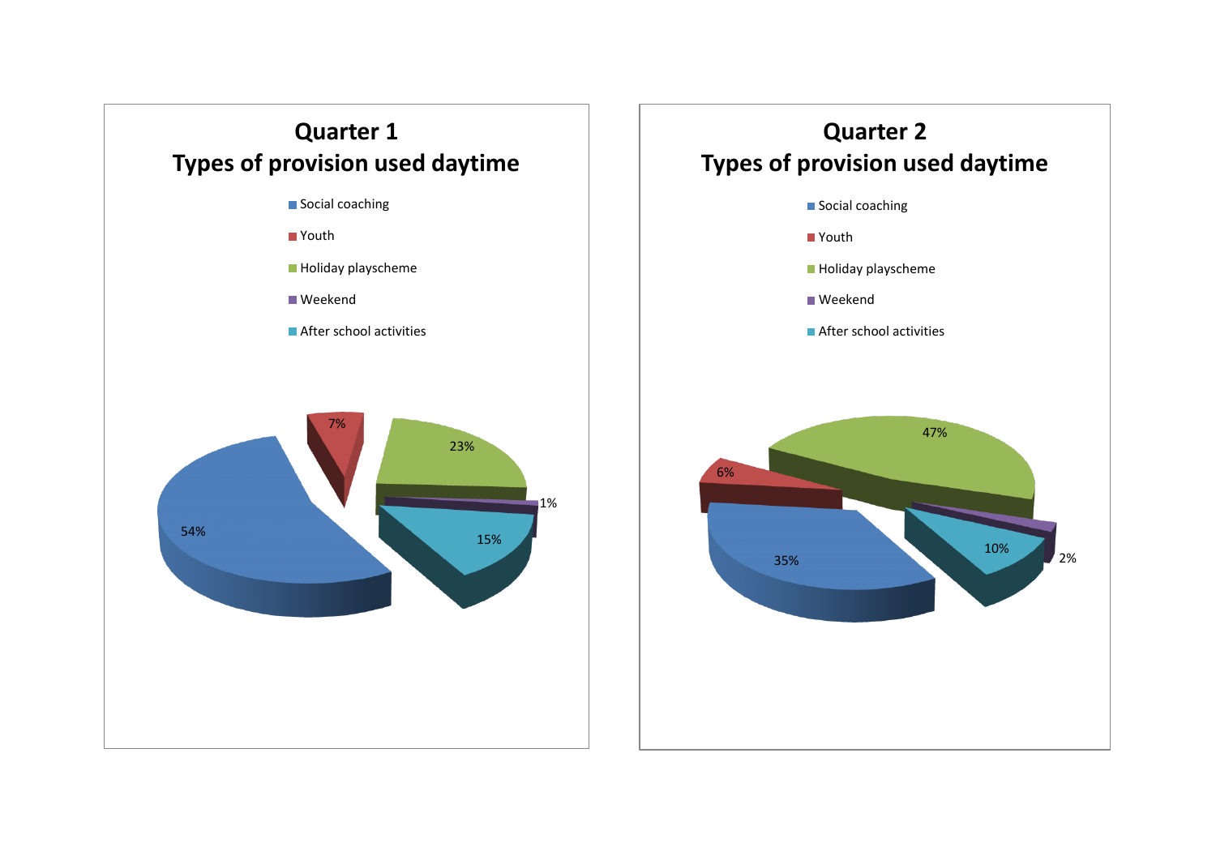## Quarter 1
## Types of provision used daytime

| Type of provision | Percentage |
|---|---|
| Social coaching | 54% |
| Youth | 7% |
| Holiday playscheme | 23% |
| Weekend | 1% |
| After school activities | 15% |

## Quarter 2
## Types of provision used daytime

| Type of provision | Percentage |
|---|---|
| Social coaching | 35% |
| Youth | 6% |
| Holiday playscheme | 47% |
| Weekend | 2% |
| After school activities | 10% |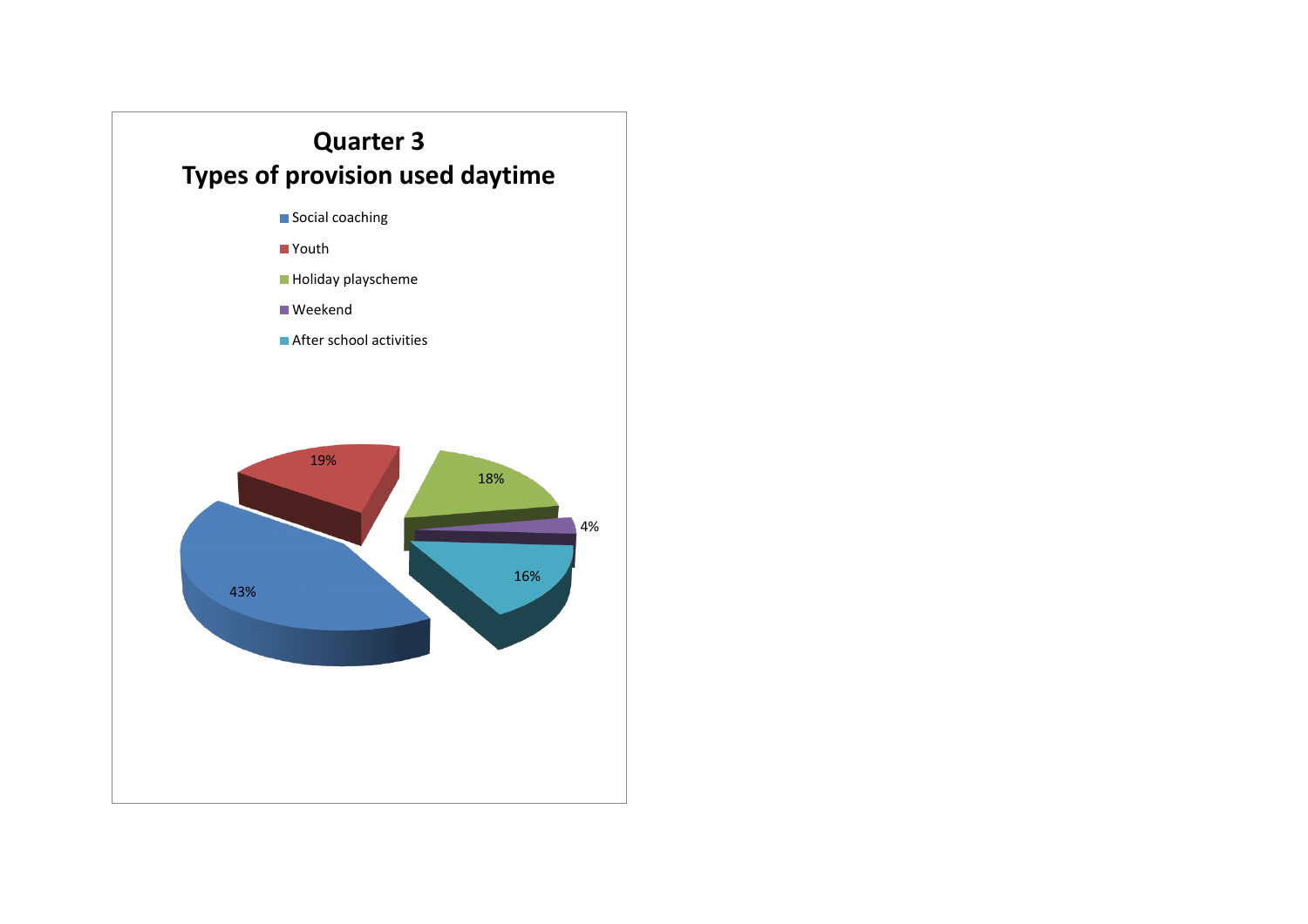## Quarter 3
## Types of provision used daytime

- Social coaching
- Youth
- Holiday playscheme
- Weekend
- After school activities

| Type of provision | Percentage |
|---|---|
| Social coaching | 43% |
| Youth | 19% |
| Holiday playscheme | 18% |
| Weekend | 4% |
| After school activities | 16% |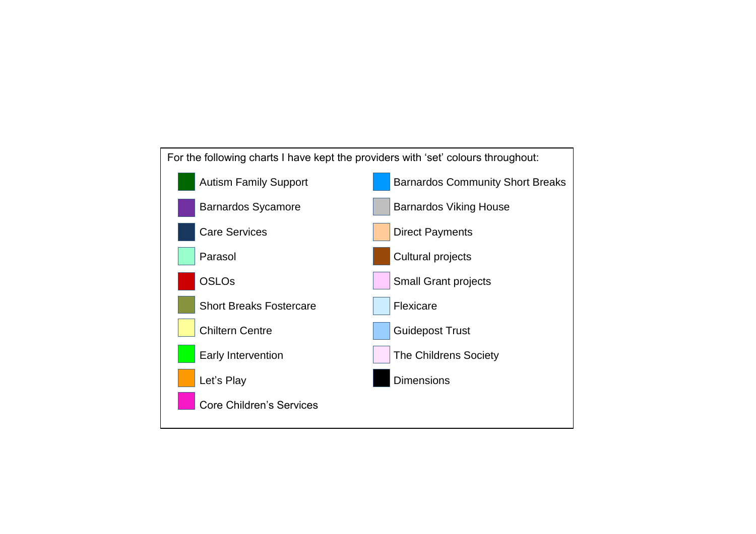For the following charts I have kept the providers with 'set' colours throughout:

- Autism Family Support
- Barnardos Sycamore
- Care Services
- Parasol
- OSLOs
- Short Breaks Fostercare
- Chiltern Centre
- Early Intervention
- Let's Play
- Core Children's Services
- Barnardos Community Short Breaks
- Barnardos Viking House
- Direct Payments
- Cultural projects
- Small Grant projects
- Flexicare
- Guidepost Trust
- The Childrens Society
- Dimensions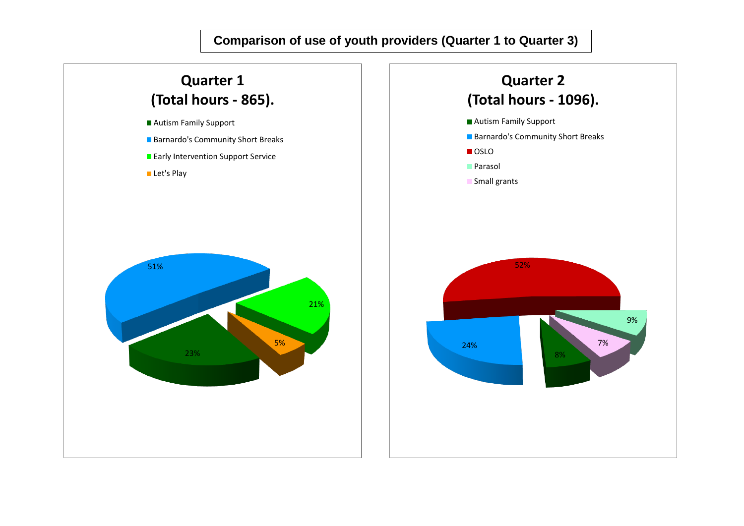# Comparison of use of youth providers (Quarter 1 to Quarter 3)

## Quarter 1 (Total hours - 865).

- Autism Family Support
- Barnardo's Community Short Breaks
- Early Intervention Support Service
- Let's Play

51%

21%

5%

23%

## Quarter 2 (Total hours - 1096).

- Autism Family Support
- Barnardo's Community Short Breaks
- OSLO
- Parasol
- Small grants

52%

9%

7%

24%

8%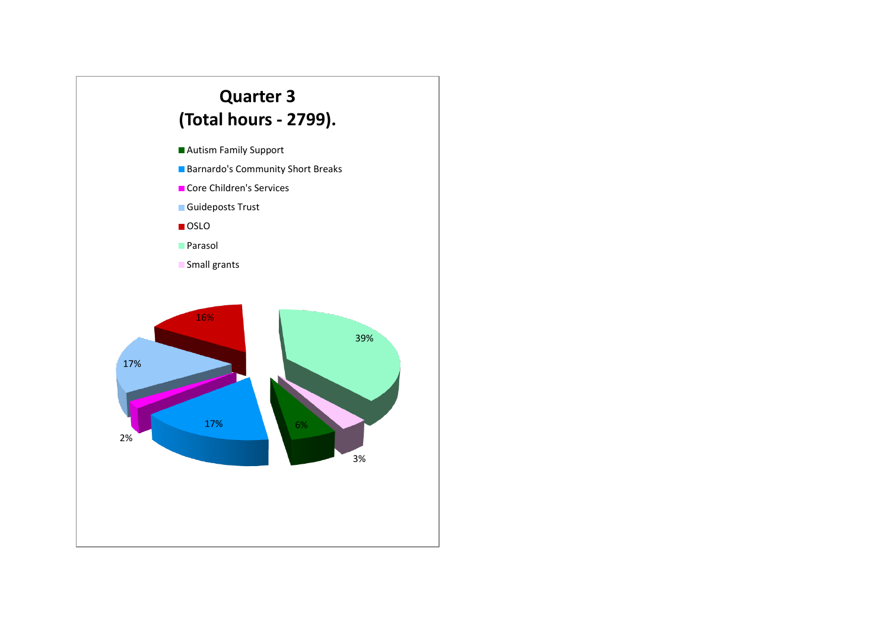**Quarter 3**
**(Total hours - 2799).**

Autism Family Support
Barnardo's Community Short Breaks
Core Children's Services
Guideposts Trust
OSLO
Parasol
Small grants

16%
39%
17%
17%
6%
2%
3%